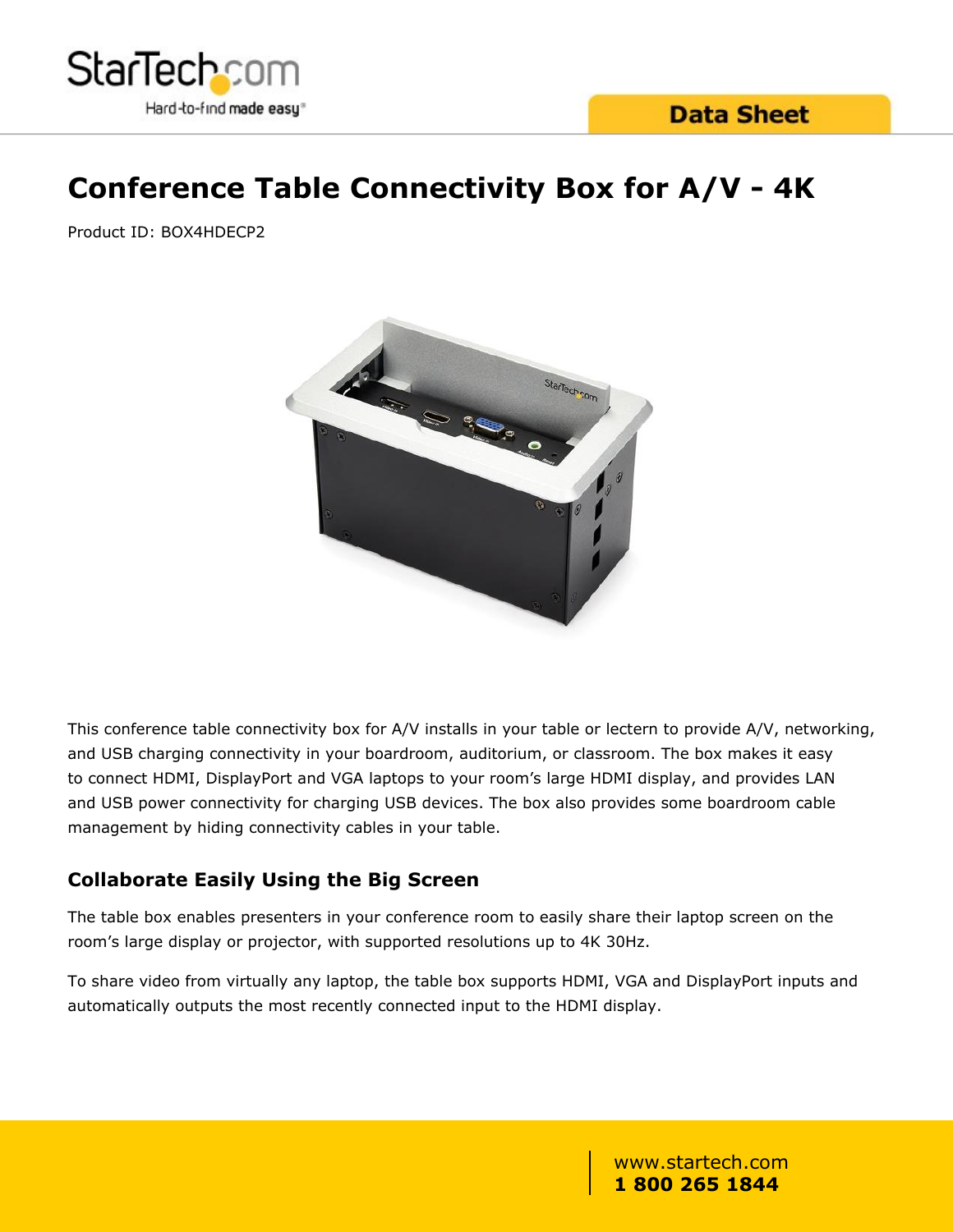# Conference Table Connectivity Box for A/V - 4K

Product ID: BOX4HDECP2

This conference table connectivity box for A/V installs in your table or lectern to provide A/V, networking, and USB charging connectivity in your boardroom, auditorium, or classroom. The box makes it easy to connect HDMI, DisplayPort and VGA laptops to your room's large HDMI display, and provides LAN and USB power connectivity for charging USB devices. The box also provides some boardroom cable management by hiding connectivity cables in your table.

## Collaborate Easily Using the Big Screen

The table box enables presenters in your conference room to easily share their laptop screen on the room's large display or projector, with supported resolutions up to 4K 30Hz.

To share video from virtually any laptop, the table box supports HDMI, VGA and DisplayPort inputs and automatically outputs the most recently connected input to the HDMI display.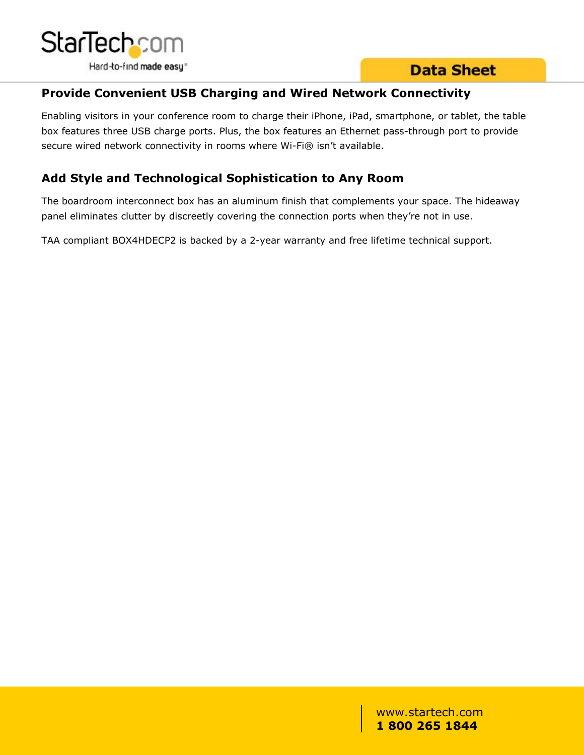## Provide Convenient USB Charging and Wired Network Connectivity

Enabling visitors in your conference room to charge their iPhone, iPad, smartphone, or tablet, the table box features three USB charge ports. Plus, the box features an Ethernet pass-through port to provide secure wired network connectivity in rooms where Wi-Fi® isn't available.

## Add Style and Technological Sophistication to Any Room

The boardroom interconnect box has an aluminum finish that complements your space. The hideaway panel eliminates clutter by discreetly covering the connection ports when they're not in use.

TAA compliant BOX4HDECP2 is backed by a 2-year warranty and free lifetime technical support.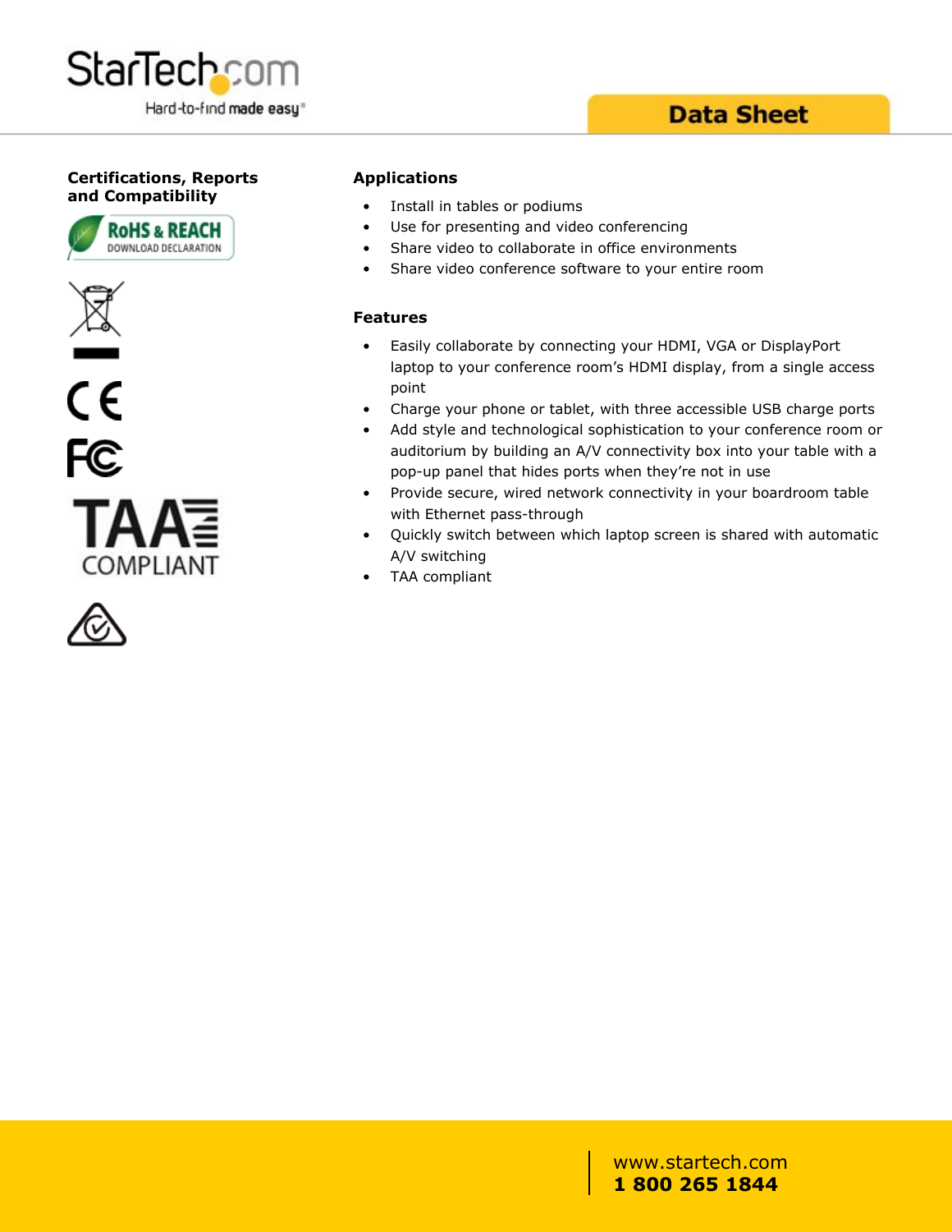## Certifications, Reports and Compatibility

RoHS & REACH
DOWNLOAD DECLARATION

TAA COMPLIANT

## Applications

- Install in tables or podiums
- Use for presenting and video conferencing
- Share video to collaborate in office environments
- Share video conference software to your entire room

## Features

- Easily collaborate by connecting your HDMI, VGA or DisplayPort laptop to your conference room's HDMI display, from a single access point
- Charge your phone or tablet, with three accessible USB charge ports
- Add style and technological sophistication to your conference room or auditorium by building an A/V connectivity box into your table with a pop-up panel that hides ports when they're not in use
- Provide secure, wired network connectivity in your boardroom table with Ethernet pass-through
- Quickly switch between which laptop screen is shared with automatic A/V switching
- TAA compliant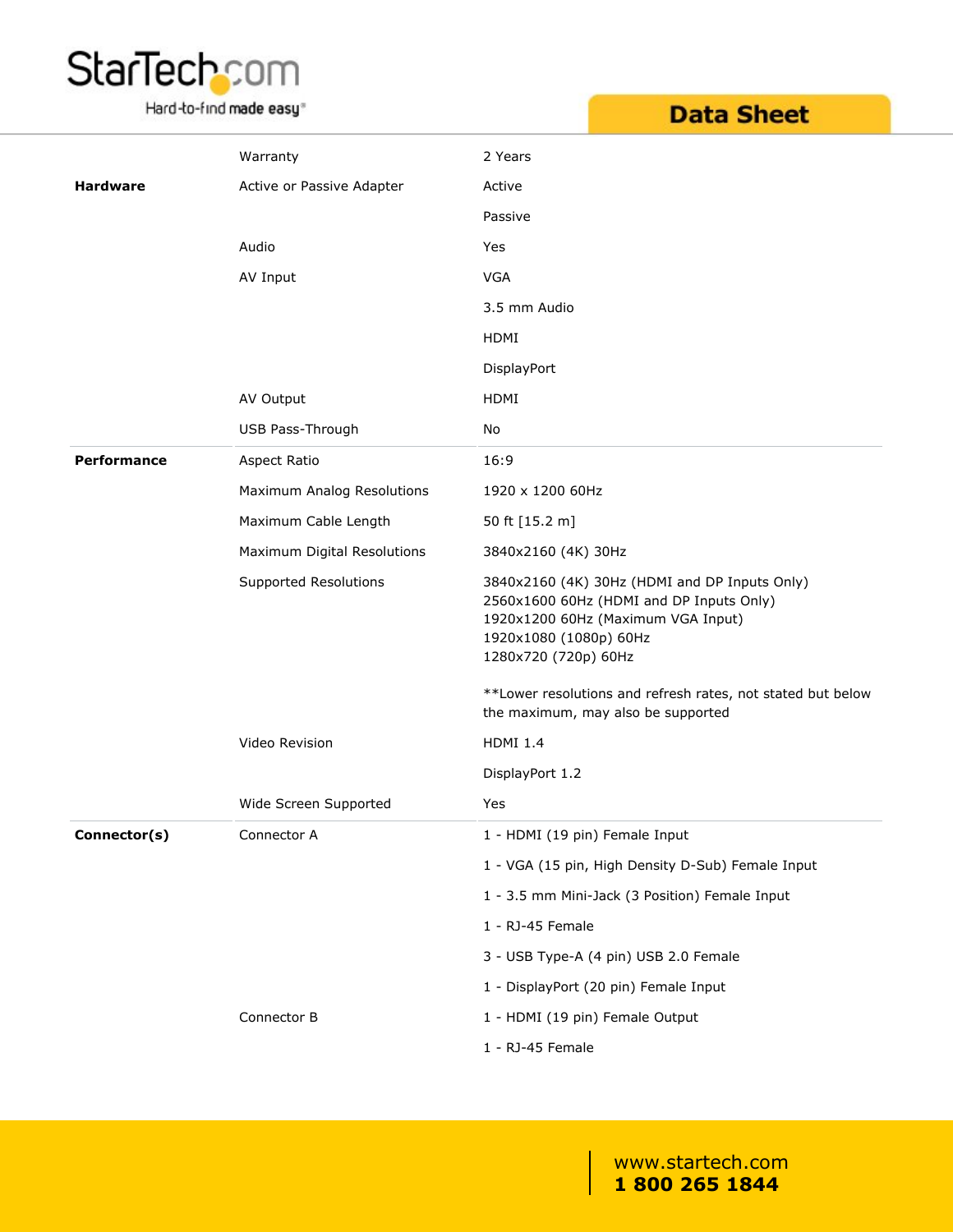| | | |
|---|---|---|
| | Warranty | 2 Years |
| **Hardware** | Active or Passive Adapter | Active |
| | | Passive |
| | Audio | Yes |
| | AV Input | VGA |
| | | 3.5 mm Audio |
| | | HDMI |
| | | DisplayPort |
| | AV Output | HDMI |
| | USB Pass-Through | No |
| **Performance** | Aspect Ratio | 16:9 |
| | Maximum Analog Resolutions | 1920 x 1200 60Hz |
| | Maximum Cable Length | 50 ft [15.2 m] |
| | Maximum Digital Resolutions | 3840x2160 (4K) 30Hz |
| | Supported Resolutions | 3840x2160 (4K) 30Hz (HDMI and DP Inputs Only)<br>2560x1600 60Hz (HDMI and DP Inputs Only)<br>1920x1200 60Hz (Maximum VGA Input)<br>1920x1080 (1080p) 60Hz<br>1280x720 (720p) 60Hz<br><br>**Lower resolutions and refresh rates, not stated but below the maximum, may also be supported |
| | Video Revision | HDMI 1.4 |
| | | DisplayPort 1.2 |
| | Wide Screen Supported | Yes |
| **Connector(s)** | Connector A | 1 - HDMI (19 pin) Female Input |
| | | 1 - VGA (15 pin, High Density D-Sub) Female Input |
| | | 1 - 3.5 mm Mini-Jack (3 Position) Female Input |
| | | 1 - RJ-45 Female |
| | | 3 - USB Type-A (4 pin) USB 2.0 Female |
| | | 1 - DisplayPort (20 pin) Female Input |
| | Connector B | 1 - HDMI (19 pin) Female Output |
| | | 1 - RJ-45 Female |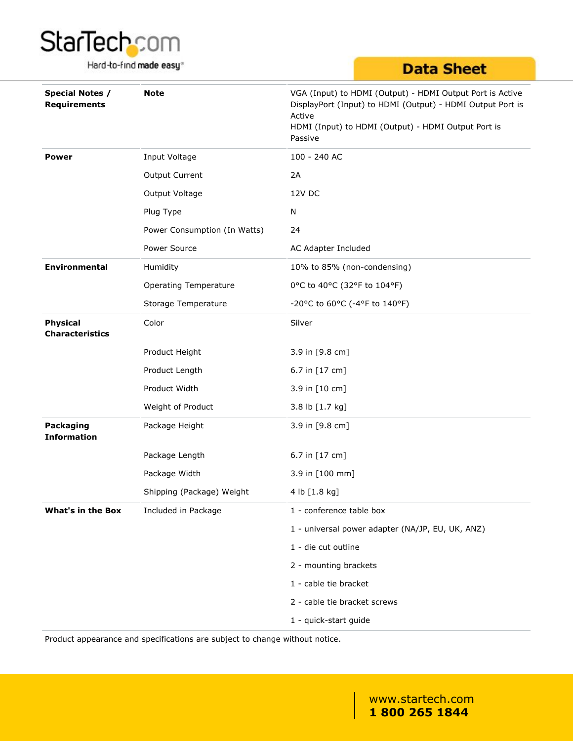| | | |
|---|---|---|
| **Special Notes / Requirements** | **Note** | VGA (Input) to HDMI (Output) - HDMI Output Port is Active<br>DisplayPort (Input) to HDMI (Output) - HDMI Output Port is Active<br>HDMI (Input) to HDMI (Output) - HDMI Output Port is Passive |
| **Power** | Input Voltage | 100 - 240 AC |
| | Output Current | 2A |
| | Output Voltage | 12V DC |
| | Plug Type | N |
| | Power Consumption (In Watts) | 24 |
| | Power Source | AC Adapter Included |
| **Environmental** | Humidity | 10% to 85% (non-condensing) |
| | Operating Temperature | 0°C to 40°C (32°F to 104°F) |
| | Storage Temperature | -20°C to 60°C (-4°F to 140°F) |
| **Physical Characteristics** | Color | Silver |
| | Product Height | 3.9 in [9.8 cm] |
| | Product Length | 6.7 in [17 cm] |
| | Product Width | 3.9 in [10 cm] |
| | Weight of Product | 3.8 lb [1.7 kg] |
| **Packaging Information** | Package Height | 3.9 in [9.8 cm] |
| | Package Length | 6.7 in [17 cm] |
| | Package Width | 3.9 in [100 mm] |
| | Shipping (Package) Weight | 4 lb [1.8 kg] |
| **What's in the Box** | Included in Package | 1 - conference table box |
| | | 1 - universal power adapter (NA/JP, EU, UK, ANZ) |
| | | 1 - die cut outline |
| | | 2 - mounting brackets |
| | | 1 - cable tie bracket |
| | | 2 - cable tie bracket screws |
| | | 1 - quick-start guide |

Product appearance and specifications are subject to change without notice.